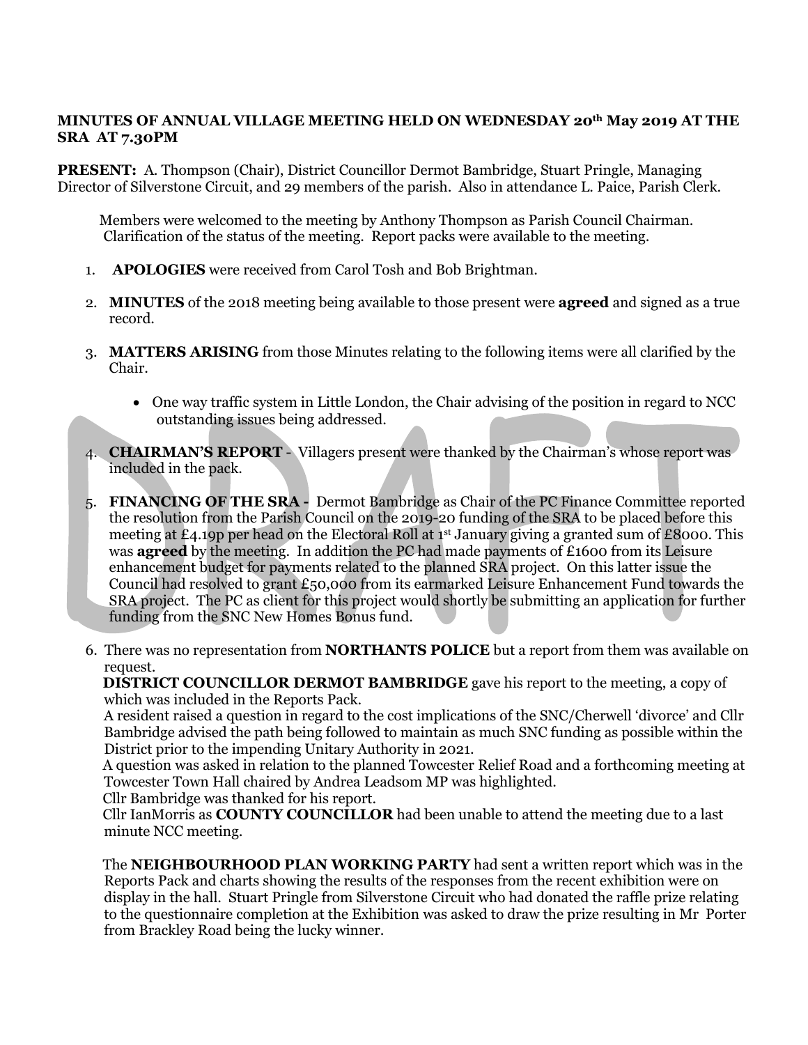**MINUTES OF ANNUAL VILLAGE MEETING HELD ON WEDNESDAY 20th May 2019 AT THE SRA AT 7.30PM**

**PRESENT:** A. Thompson (Chair), District Councillor Dermot Bambridge, Stuart Pringle, Managing Director of Silverstone Circuit, and 29 members of the parish. Also in attendance L. Paice, Parish Clerk.

Members were welcomed to the meeting by Anthony Thompson as Parish Council Chairman. Clarification of the status of the meeting. Report packs were available to the meeting.

1. **APOLOGIES** were received from Carol Tosh and Bob Brightman.

2. **MINUTES** of the 2018 meeting being available to those present were **agreed** and signed as a true record.

3. **MATTERS ARISING** from those Minutes relating to the following items were all clarified by the Chair.

   - One way traffic system in Little London, the Chair advising of the position in regard to NCC outstanding issues being addressed.

4. **CHAIRMAN'S REPORT** - Villagers present were thanked by the Chairman's whose report was included in the pack.

5. **FINANCING OF THE SRA -** Dermot Bambridge as Chair of the PC Finance Committee reported the resolution from the Parish Council on the 2019-20 funding of the SRA to be placed before this meeting at £4.19p per head on the Electoral Roll at 1st January giving a granted sum of £8000. This was **agreed** by the meeting. In addition the PC had made payments of £1600 from its Leisure enhancement budget for payments related to the planned SRA project. On this latter issue the Council had resolved to grant £50,000 from its earmarked Leisure Enhancement Fund towards the SRA project. The PC as client for this project would shortly be submitting an application for further funding from the SNC New Homes Bonus fund.

6. There was no representation from **NORTHANTS POLICE** but a report from them was available on request.

   **DISTRICT COUNCILLOR DERMOT BAMBRIDGE** gave his report to the meeting, a copy of which was included in the Reports Pack.

   A resident raised a question in regard to the cost implications of the SNC/Cherwell 'divorce' and Cllr Bambridge advised the path being followed to maintain as much SNC funding as possible within the District prior to the impending Unitary Authority in 2021.

   A question was asked in relation to the planned Towcester Relief Road and a forthcoming meeting at Towcester Town Hall chaired by Andrea Leadsom MP was highlighted.

   Cllr Bambridge was thanked for his report.

   Cllr IanMorris as **COUNTY COUNCILLOR** had been unable to attend the meeting due to a last minute NCC meeting.

   The **NEIGHBOURHOOD PLAN WORKING PARTY** had sent a written report which was in the Reports Pack and charts showing the results of the responses from the recent exhibition were on display in the hall. Stuart Pringle from Silverstone Circuit who had donated the raffle prize relating to the questionnaire completion at the Exhibition was asked to draw the prize resulting in Mr Porter from Brackley Road being the lucky winner.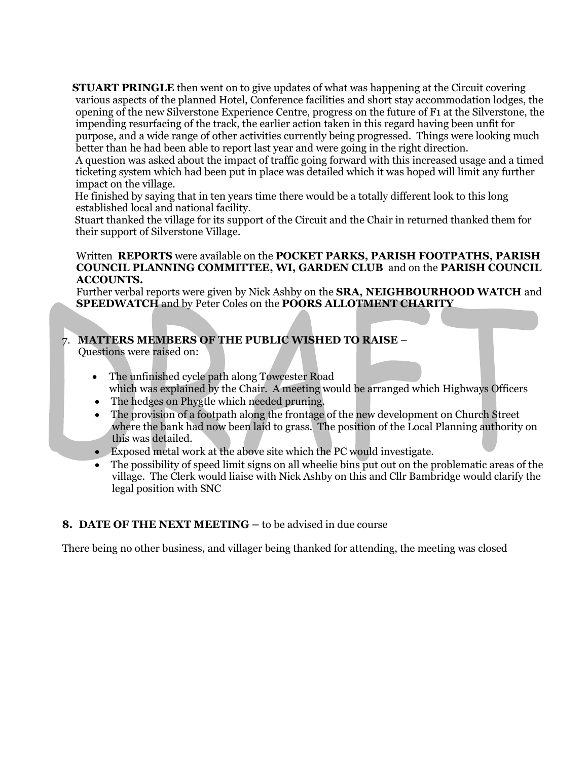**STUART PRINGLE** then went on to give updates of what was happening at the Circuit covering various aspects of the planned Hotel, Conference facilities and short stay accommodation lodges, the opening of the new Silverstone Experience Centre, progress on the future of F1 at the Silverstone, the impending resurfacing of the track, the earlier action taken in this regard having been unfit for purpose, and a wide range of other activities currently being progressed. Things were looking much better than he had been able to report last year and were going in the right direction.

A question was asked about the impact of traffic going forward with this increased usage and a timed ticketing system which had been put in place was detailed which it was hoped will limit any further impact on the village.

He finished by saying that in ten years time there would be a totally different look to this long established local and national facility.

Stuart thanked the village for its support of the Circuit and the Chair in returned thanked them for their support of Silverstone Village.

Written **REPORTS** were available on the **POCKET PARKS, PARISH FOOTPATHS, PARISH COUNCIL PLANNING COMMITTEE, WI, GARDEN CLUB** and on the **PARISH COUNCIL ACCOUNTS.**

Further verbal reports were given by Nick Ashby on the **SRA, NEIGHBOURHOOD WATCH** and **SPEEDWATCH** and by Peter Coles on the **POORS ALLOTMENT CHARITY**

7. **MATTERS MEMBERS OF THE PUBLIC WISHED TO RAISE** –
   Questions were raised on:

   - The unfinished cycle path along Towcester Road which was explained by the Chair. A meeting would be arranged which Highways Officers
   - The hedges on Phygtle which needed pruning.
   - The provision of a footpath along the frontage of the new development on Church Street where the bank had now been laid to grass. The position of the Local Planning authority on this was detailed.
   - Exposed metal work at the above site which the PC would investigate.
   - The possibility of speed limit signs on all wheelie bins put out on the problematic areas of the village. The Clerk would liaise with Nick Ashby on this and Cllr Bambridge would clarify the legal position with SNC

8. **DATE OF THE NEXT MEETING –** to be advised in due course

There being no other business, and villager being thanked for attending, the meeting was closed